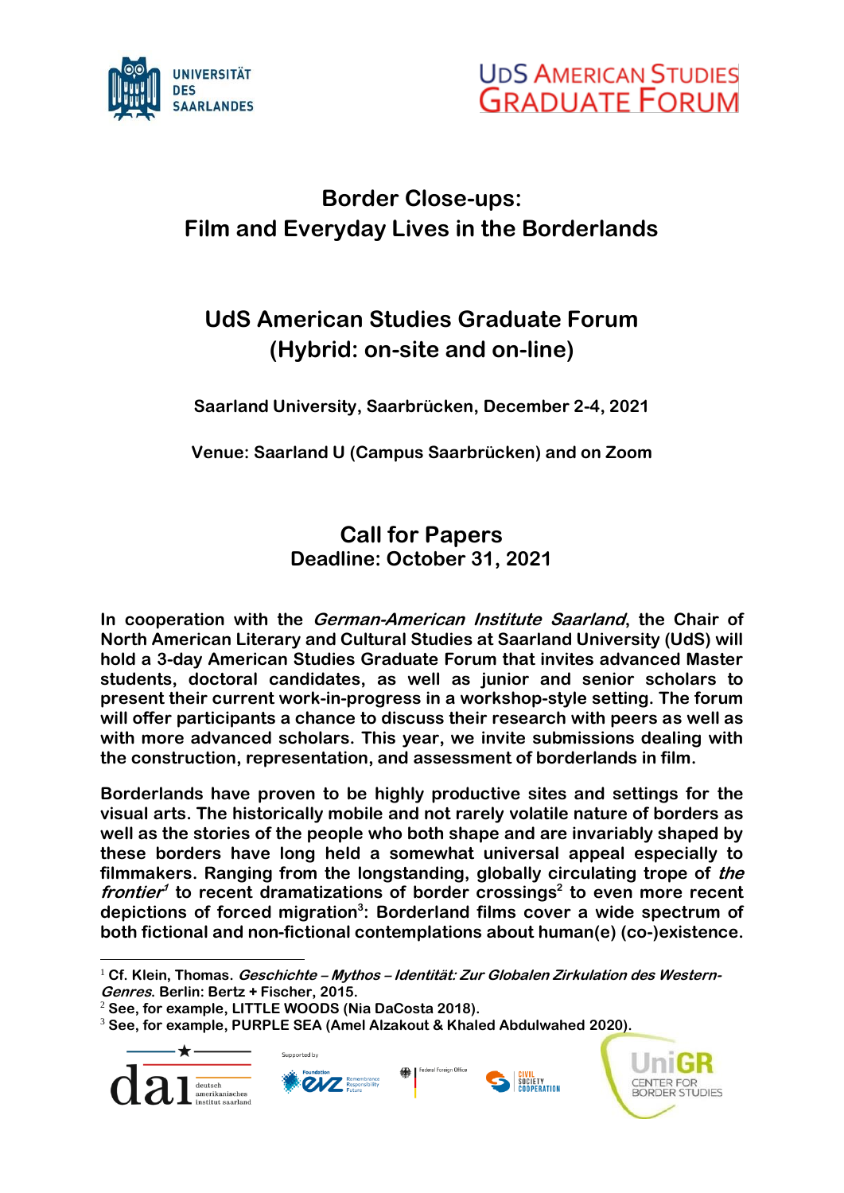UNIVERSITÄT DES SAARLANDES

UDS AMERICAN STUDIES GRADUATE FORUM

# Border Close-ups: Film and Everyday Lives in the Borderlands

## UdS American Studies Graduate Forum (Hybrid: on-site and on-line)

**Saarland University, Saarbrücken, December 2-4, 2021**

**Venue: Saarland U (Campus Saarbrücken) and on Zoom**

## Call for Papers
**Deadline: October 31, 2021**

**In cooperation with the *German-American Institute Saarland*, the Chair of North American Literary and Cultural Studies at Saarland University (UdS) will hold a 3-day American Studies Graduate Forum that invites advanced Master students, doctoral candidates, as well as junior and senior scholars to present their current work-in-progress in a workshop-style setting. The forum will offer participants a chance to discuss their research with peers as well as with more advanced scholars. This year, we invite submissions dealing with the construction, representation, and assessment of borderlands in film.**

**Borderlands have proven to be highly productive sites and settings for the visual arts. The historically mobile and not rarely volatile nature of borders as well as the stories of the people who both shape and are invariably shaped by these borders have long held a somewhat universal appeal especially to filmmakers. Ranging from the longstanding, globally circulating trope of *the frontier*[1] to recent dramatizations of border crossings[2] to even more recent depictions of forced migration[3]: Borderland films cover a wide spectrum of both fictional and non-fictional contemplations about human(e) (co-)existence.**

---

[1] Cf. Klein, Thomas. *Geschichte – Mythos – Identität: Zur Globalen Zirkulation des Western-Genres*. Berlin: Bertz + Fischer, 2015.

[2] See, for example, LITTLE WOODS (Nia DaCosta 2018).

[3] See, for example, PURPLE SEA (Amel Alzakout & Khaled Abdulwahed 2020).

dai deutsch amerikanisches institut saarland | Supported by Foundation EVZ Remembrance Responsibility Future | Federal Foreign Office | Civil Society Cooperation | UniGR Center for Border Studies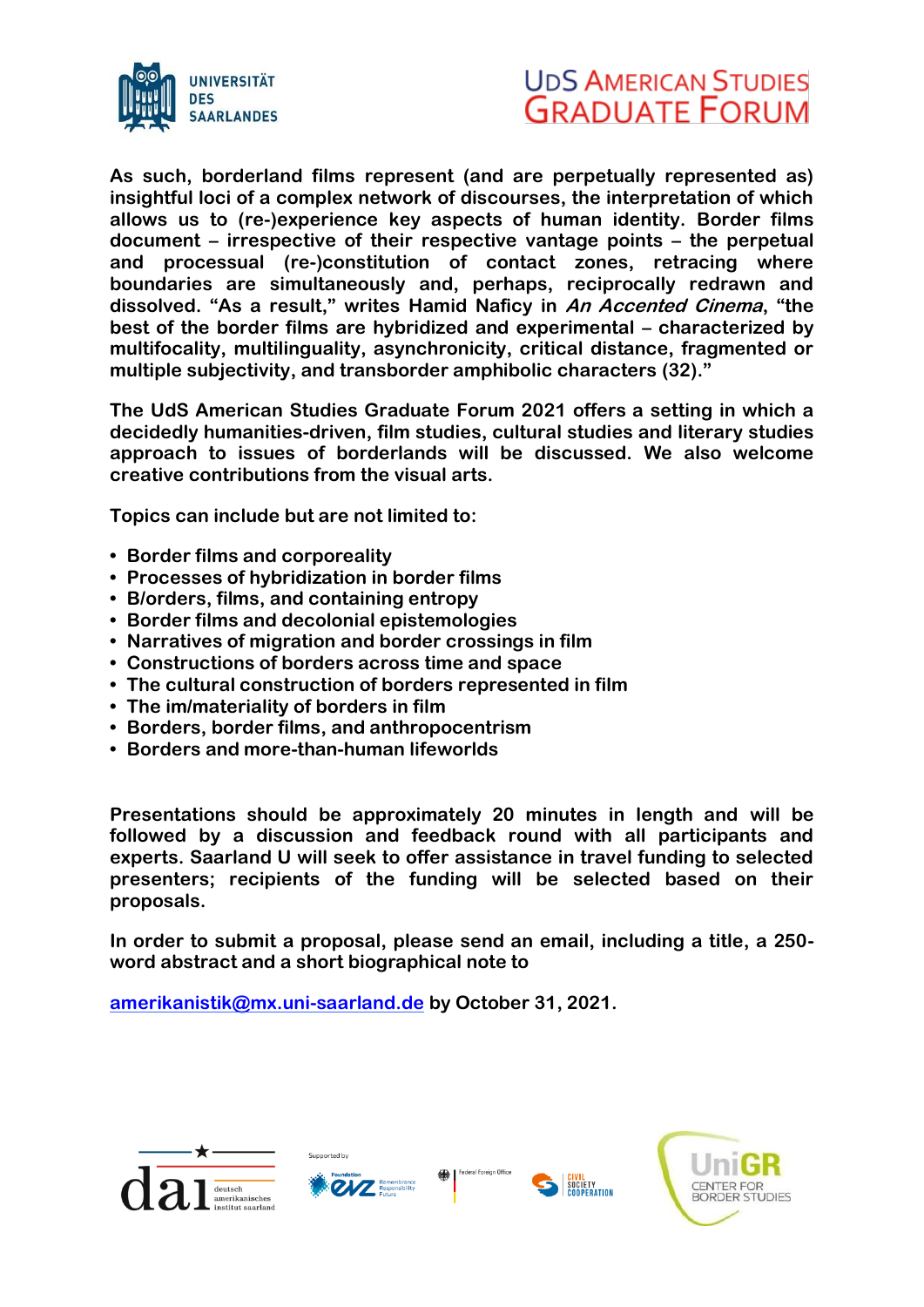As such, borderland films represent (and are perpetually represented as) insightful loci of a complex network of discourses, the interpretation of which allows us to (re-)experience key aspects of human identity. Border films document – irrespective of their respective vantage points – the perpetual and processual (re-)constitution of contact zones, retracing where boundaries are simultaneously and, perhaps, reciprocally redrawn and dissolved. "As a result," writes Hamid Naficy in *An Accented Cinema*, "the best of the border films are hybridized and experimental – characterized by multifocality, multilinguality, asynchronicity, critical distance, fragmented or multiple subjectivity, and transborder amphibolic characters (32)."

The UdS American Studies Graduate Forum 2021 offers a setting in which a decidedly humanities-driven, film studies, cultural studies and literary studies approach to issues of borderlands will be discussed. We also welcome creative contributions from the visual arts.

Topics can include but are not limited to:

- Border films and corporeality
- Processes of hybridization in border films
- B/orders, films, and containing entropy
- Border films and decolonial epistemologies
- Narratives of migration and border crossings in film
- Constructions of borders across time and space
- The cultural construction of borders represented in film
- The im/materiality of borders in film
- Borders, border films, and anthropocentrism
- Borders and more-than-human lifeworlds

Presentations should be approximately 20 minutes in length and will be followed by a discussion and feedback round with all participants and experts. Saarland U will seek to offer assistance in travel funding to selected presenters; recipients of the funding will be selected based on their proposals.

In order to submit a proposal, please send an email, including a title, a 250-word abstract and a short biographical note to

amerikanistik@mx.uni-saarland.de by October 31, 2021.